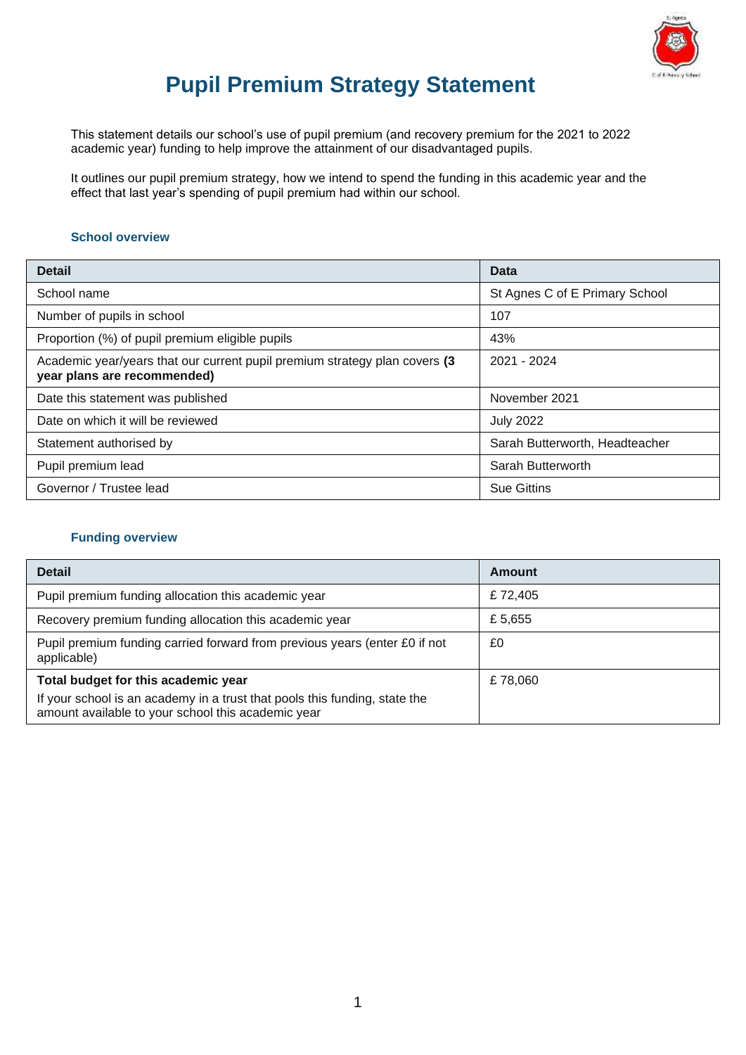# Pupil Premium Strategy Statement

This statement details our school's use of pupil premium (and recovery premium for the 2021 to 2022 academic year) funding to help improve the attainment of our disadvantaged pupils.

It outlines our pupil premium strategy, how we intend to spend the funding in this academic year and the effect that last year's spending of pupil premium had within our school.

### School overview

| Detail | Data |
|---|---|
| School name | St Agnes C of E Primary School |
| Number of pupils in school | 107 |
| Proportion (%) of pupil premium eligible pupils | 43% |
| Academic year/years that our current pupil premium strategy plan covers **(3 year plans are recommended)** | 2021 - 2024 |
| Date this statement was published | November 2021 |
| Date on which it will be reviewed | July 2022 |
| Statement authorised by | Sarah Butterworth, Headteacher |
| Pupil premium lead | Sarah Butterworth |
| Governor / Trustee lead | Sue Gittins |

### Funding overview

| Detail | Amount |
|---|---|
| Pupil premium funding allocation this academic year | £ 72,405 |
| Recovery premium funding allocation this academic year | £ 5,655 |
| Pupil premium funding carried forward from previous years (enter £0 if not applicable) | £0 |
| **Total budget for this academic year** If your school is an academy in a trust that pools this funding, state the amount available to your school this academic year | £ 78,060 |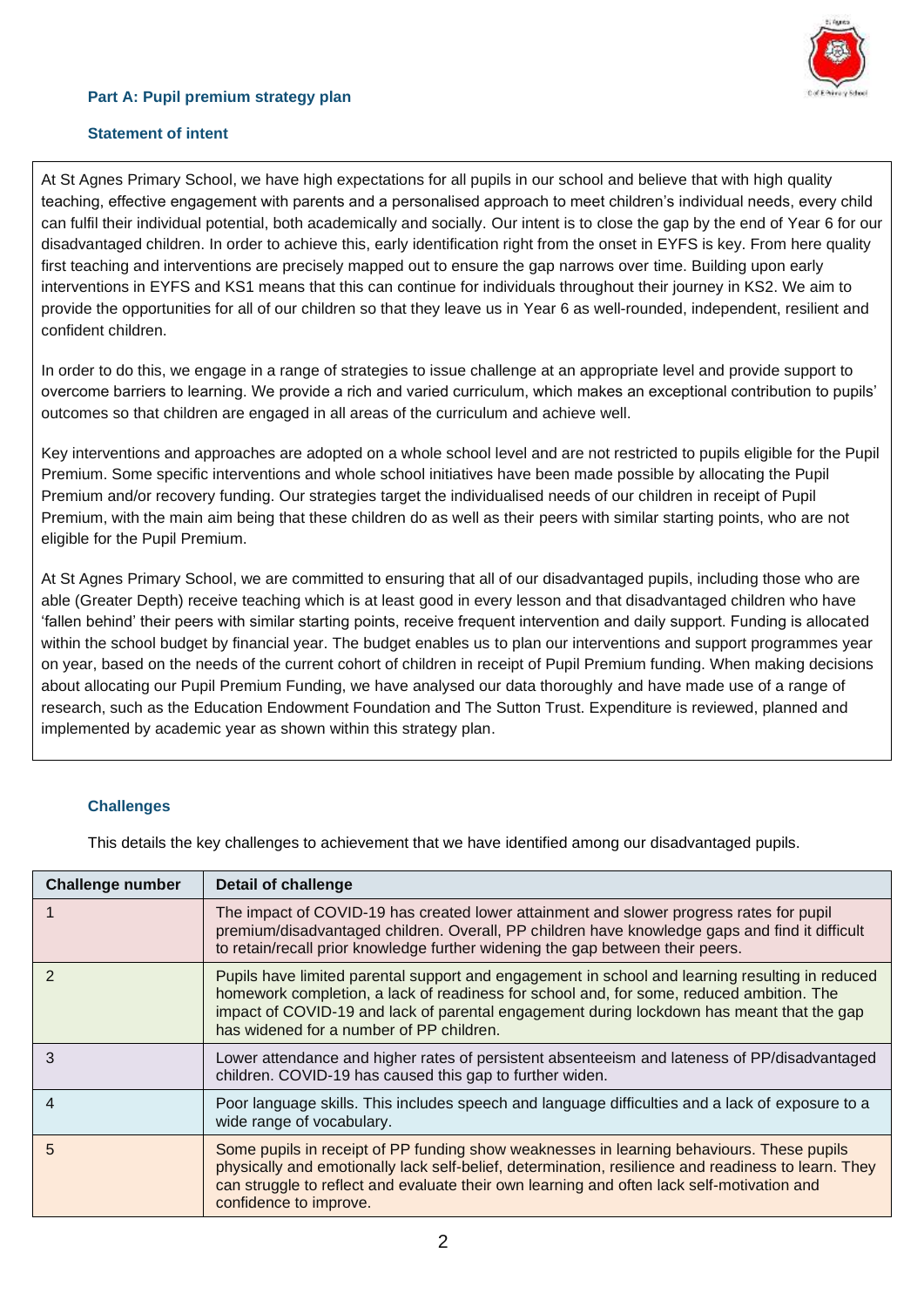## Part A: Pupil premium strategy plan

### Statement of intent

At St Agnes Primary School, we have high expectations for all pupils in our school and believe that with high quality teaching, effective engagement with parents and a personalised approach to meet children's individual needs, every child can fulfil their individual potential, both academically and socially. Our intent is to close the gap by the end of Year 6 for our disadvantaged children. In order to achieve this, early identification right from the onset in EYFS is key. From here quality first teaching and interventions are precisely mapped out to ensure the gap narrows over time. Building upon early interventions in EYFS and KS1 means that this can continue for individuals throughout their journey in KS2. We aim to provide the opportunities for all of our children so that they leave us in Year 6 as well-rounded, independent, resilient and confident children.

In order to do this, we engage in a range of strategies to issue challenge at an appropriate level and provide support to overcome barriers to learning. We provide a rich and varied curriculum, which makes an exceptional contribution to pupils' outcomes so that children are engaged in all areas of the curriculum and achieve well.

Key interventions and approaches are adopted on a whole school level and are not restricted to pupils eligible for the Pupil Premium. Some specific interventions and whole school initiatives have been made possible by allocating the Pupil Premium and/or recovery funding. Our strategies target the individualised needs of our children in receipt of Pupil Premium, with the main aim being that these children do as well as their peers with similar starting points, who are not eligible for the Pupil Premium.

At St Agnes Primary School, we are committed to ensuring that all of our disadvantaged pupils, including those who are able (Greater Depth) receive teaching which is at least good in every lesson and that disadvantaged children who have 'fallen behind' their peers with similar starting points, receive frequent intervention and daily support. Funding is allocated within the school budget by financial year. The budget enables us to plan our interventions and support programmes year on year, based on the needs of the current cohort of children in receipt of Pupil Premium funding. When making decisions about allocating our Pupil Premium Funding, we have analysed our data thoroughly and have made use of a range of research, such as the Education Endowment Foundation and The Sutton Trust. Expenditure is reviewed, planned and implemented by academic year as shown within this strategy plan.

### Challenges

This details the key challenges to achievement that we have identified among our disadvantaged pupils.

| Challenge number | Detail of challenge |
|---|---|
| 1 | The impact of COVID-19 has created lower attainment and slower progress rates for pupil premium/disadvantaged children. Overall, PP children have knowledge gaps and find it difficult to retain/recall prior knowledge further widening the gap between their peers. |
| 2 | Pupils have limited parental support and engagement in school and learning resulting in reduced homework completion, a lack of readiness for school and, for some, reduced ambition. The impact of COVID-19 and lack of parental engagement during lockdown has meant that the gap has widened for a number of PP children. |
| 3 | Lower attendance and higher rates of persistent absenteeism and lateness of PP/disadvantaged children. COVID-19 has caused this gap to further widen. |
| 4 | Poor language skills. This includes speech and language difficulties and a lack of exposure to a wide range of vocabulary. |
| 5 | Some pupils in receipt of PP funding show weaknesses in learning behaviours. These pupils physically and emotionally lack self-belief, determination, resilience and readiness to learn. They can struggle to reflect and evaluate their own learning and often lack self-motivation and confidence to improve. |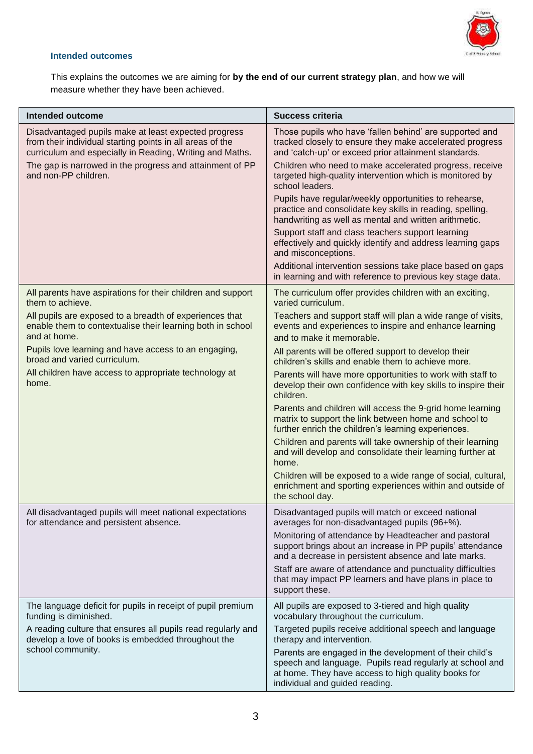### Intended outcomes

This explains the outcomes we are aiming for **by the end of our current strategy plan**, and how we will measure whether they have been achieved.

| Intended outcome | Success criteria |
| --- | --- |
| Disadvantaged pupils make at least expected progress from their individual starting points in all areas of the curriculum and especially in Reading, Writing and Maths.<br><br>The gap is narrowed in the progress and attainment of PP and non-PP children. | Those pupils who have 'fallen behind' are supported and tracked closely to ensure they make accelerated progress and 'catch-up' or exceed prior attainment standards.<br><br>Children who need to make accelerated progress, receive targeted high-quality intervention which is monitored by school leaders.<br><br>Pupils have regular/weekly opportunities to rehearse, practice and consolidate key skills in reading, spelling, handwriting as well as mental and written arithmetic.<br><br>Support staff and class teachers support learning effectively and quickly identify and address learning gaps and misconceptions.<br><br>Additional intervention sessions take place based on gaps in learning and with reference to previous key stage data. |
| All parents have aspirations for their children and support them to achieve.<br><br>All pupils are exposed to a breadth of experiences that enable them to contextualise their learning both in school and at home.<br><br>Pupils love learning and have access to an engaging, broad and varied curriculum.<br><br>All children have access to appropriate technology at home. | The curriculum offer provides children with an exciting, varied curriculum.<br><br>Teachers and support staff will plan a wide range of visits, events and experiences to inspire and enhance learning and to make it memorable.<br><br>All parents will be offered support to develop their children's skills and enable them to achieve more.<br><br>Parents will have more opportunities to work with staff to develop their own confidence with key skills to inspire their children.<br><br>Parents and children will access the 9-grid home learning matrix to support the link between home and school to further enrich the children's learning experiences.<br><br>Children and parents will take ownership of their learning and will develop and consolidate their learning further at home.<br><br>Children will be exposed to a wide range of social, cultural, enrichment and sporting experiences within and outside of the school day. |
| All disadvantaged pupils will meet national expectations for attendance and persistent absence. | Disadvantaged pupils will match or exceed national averages for non-disadvantaged pupils (96+%).<br><br>Monitoring of attendance by Headteacher and pastoral support brings about an increase in PP pupils' attendance and a decrease in persistent absence and late marks.<br><br>Staff are aware of attendance and punctuality difficulties that may impact PP learners and have plans in place to support these. |
| The language deficit for pupils in receipt of pupil premium funding is diminished.<br><br>A reading culture that ensures all pupils read regularly and develop a love of books is embedded throughout the school community. | All pupils are exposed to 3-tiered and high quality vocabulary throughout the curriculum.<br><br>Targeted pupils receive additional speech and language therapy and intervention.<br><br>Parents are engaged in the development of their child's speech and language. Pupils read regularly at school and at home. They have access to high quality books for individual and guided reading. |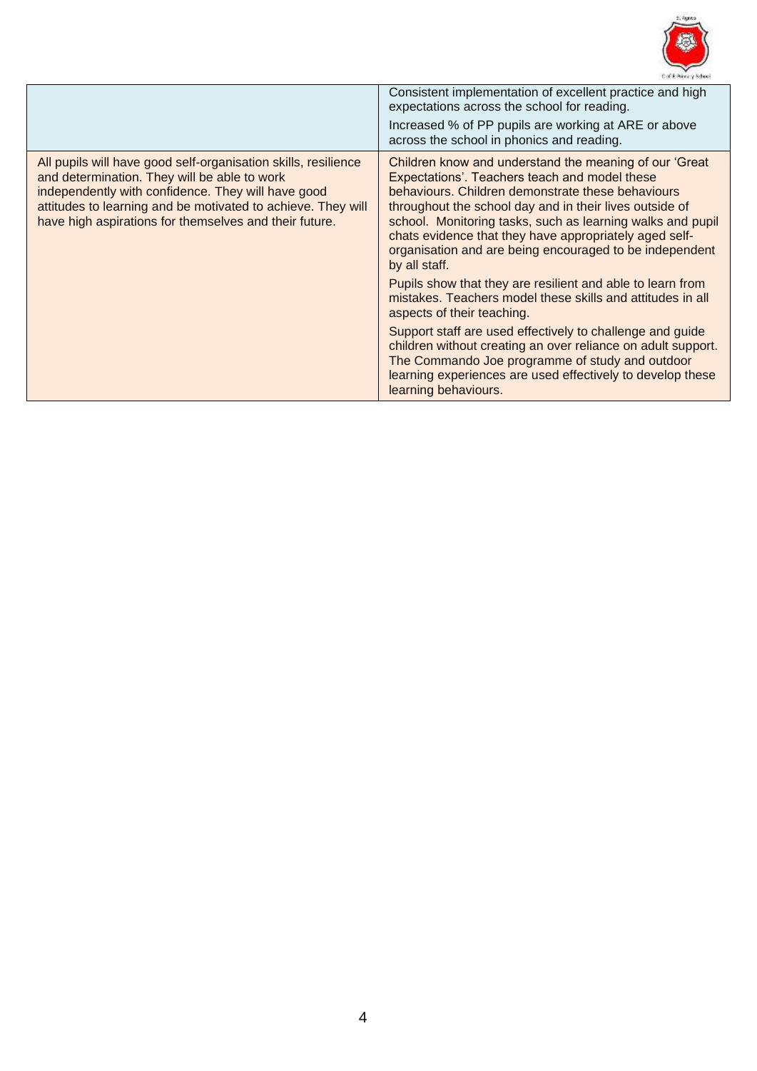| | |
|---|---|
| | Consistent implementation of excellent practice and high expectations across the school for reading.<br><br>Increased % of PP pupils are working at ARE or above across the school in phonics and reading. |
| All pupils will have good self-organisation skills, resilience and determination. They will be able to work independently with confidence. They will have good attitudes to learning and be motivated to achieve. They will have high aspirations for themselves and their future. | Children know and understand the meaning of our 'Great Expectations'. Teachers teach and model these behaviours. Children demonstrate these behaviours throughout the school day and in their lives outside of school. Monitoring tasks, such as learning walks and pupil chats evidence that they have appropriately aged self-organisation and are being encouraged to be independent by all staff.<br><br>Pupils show that they are resilient and able to learn from mistakes. Teachers model these skills and attitudes in all aspects of their teaching.<br><br>Support staff are used effectively to challenge and guide children without creating an over reliance on adult support. The Commando Joe programme of study and outdoor learning experiences are used effectively to develop these learning behaviours. |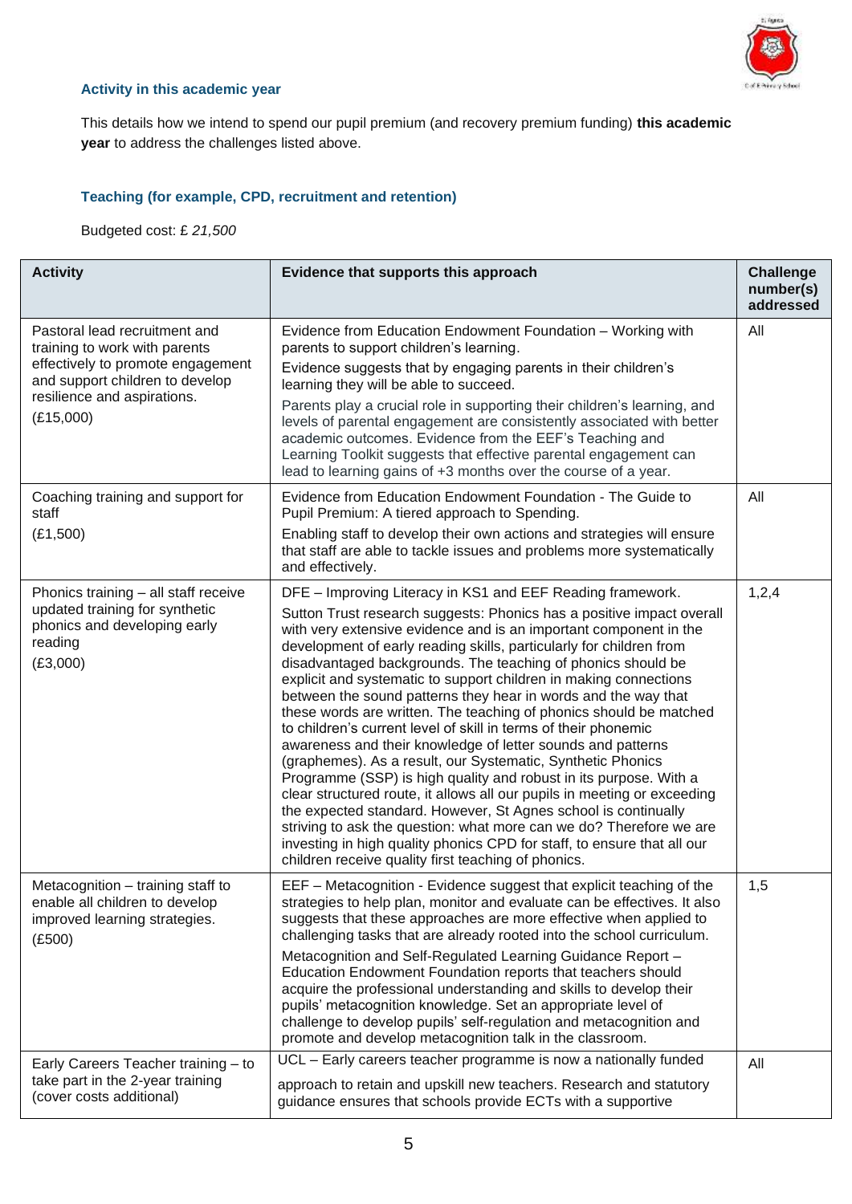### Activity in this academic year

This details how we intend to spend our pupil premium (and recovery premium funding) **this academic year** to address the challenges listed above.

### Teaching (for example, CPD, recruitment and retention)

Budgeted cost: £ *21,500*

| Activity | Evidence that supports this approach | Challenge number(s) addressed |
|---|---|---|
| Pastoral lead recruitment and training to work with parents effectively to promote engagement and support children to develop resilience and aspirations.<br>(£15,000) | Evidence from Education Endowment Foundation – Working with parents to support children's learning.<br>Evidence suggests that by engaging parents in their children's learning they will be able to succeed.<br>Parents play a crucial role in supporting their children's learning, and levels of parental engagement are consistently associated with better academic outcomes. Evidence from the EEF's Teaching and Learning Toolkit suggests that effective parental engagement can lead to learning gains of +3 months over the course of a year. | All |
| Coaching training and support for staff<br>(£1,500) | Evidence from Education Endowment Foundation - The Guide to Pupil Premium: A tiered approach to Spending.<br>Enabling staff to develop their own actions and strategies will ensure that staff are able to tackle issues and problems more systematically and effectively. | All |
| Phonics training – all staff receive updated training for synthetic phonics and developing early reading<br>(£3,000) | DFE – Improving Literacy in KS1 and EEF Reading framework.<br>Sutton Trust research suggests: Phonics has a positive impact overall with very extensive evidence and is an important component in the development of early reading skills, particularly for children from disadvantaged backgrounds. The teaching of phonics should be explicit and systematic to support children in making connections between the sound patterns they hear in words and the way that these words are written. The teaching of phonics should be matched to children's current level of skill in terms of their phonemic awareness and their knowledge of letter sounds and patterns (graphemes). As a result, our Systematic, Synthetic Phonics Programme (SSP) is high quality and robust in its purpose. With a clear structured route, it allows all our pupils in meeting or exceeding the expected standard. However, St Agnes school is continually striving to ask the question: what more can we do? Therefore we are investing in high quality phonics CPD for staff, to ensure that all our children receive quality first teaching of phonics. | 1,2,4 |
| Metacognition – training staff to enable all children to develop improved learning strategies.<br>(£500) | EEF – Metacognition - Evidence suggest that explicit teaching of the strategies to help plan, monitor and evaluate can be effectives. It also suggests that these approaches are more effective when applied to challenging tasks that are already rooted into the school curriculum.<br>Metacognition and Self-Regulated Learning Guidance Report – Education Endowment Foundation reports that teachers should acquire the professional understanding and skills to develop their pupils' metacognition knowledge. Set an appropriate level of challenge to develop pupils' self-regulation and metacognition and promote and develop metacognition talk in the classroom. | 1,5 |
| Early Careers Teacher training – to take part in the 2-year training (cover costs additional) | UCL – Early careers teacher programme is now a nationally funded<br>approach to retain and upskill new teachers. Research and statutory guidance ensures that schools provide ECTs with a supportive | All |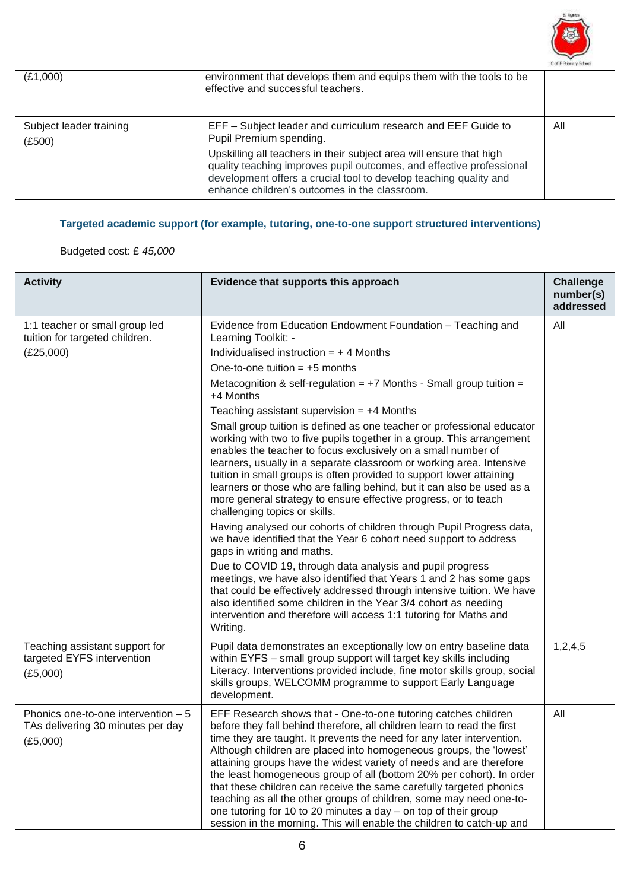| | | |
|---|---|---|
| (£1,000) | environment that develops them and equips them with the tools to be effective and successful teachers. | |
| Subject leader training<br>(£500) | EFF – Subject leader and curriculum research and EEF Guide to Pupil Premium spending.<br>Upskilling all teachers in their subject area will ensure that high quality teaching improves pupil outcomes, and effective professional development offers a crucial tool to develop teaching quality and enhance children's outcomes in the classroom. | All |

### Targeted academic support (for example, tutoring, one-to-one support structured interventions)

Budgeted cost: £ *45,000*

| Activity | Evidence that supports this approach | Challenge number(s) addressed |
|---|---|---|
| 1:1 teacher or small group led tuition for targeted children.<br>(£25,000) | Evidence from Education Endowment Foundation – Teaching and Learning Toolkit: -<br>Individualised instruction = + 4 Months<br>One-to-one tuition = +5 months<br>Metacognition & self-regulation = +7 Months - Small group tuition = +4 Months<br>Teaching assistant supervision = +4 Months<br>Small group tuition is defined as one teacher or professional educator working with two to five pupils together in a group. This arrangement enables the teacher to focus exclusively on a small number of learners, usually in a separate classroom or working area. Intensive tuition in small groups is often provided to support lower attaining learners or those who are falling behind, but it can also be used as a more general strategy to ensure effective progress, or to teach challenging topics or skills.<br>Having analysed our cohorts of children through Pupil Progress data, we have identified that the Year 6 cohort need support to address gaps in writing and maths.<br>Due to COVID 19, through data analysis and pupil progress meetings, we have also identified that Years 1 and 2 has some gaps that could be effectively addressed through intensive tuition. We have also identified some children in the Year 3/4 cohort as needing intervention and therefore will access 1:1 tutoring for Maths and Writing. | All |
| Teaching assistant support for targeted EYFS intervention<br>(£5,000) | Pupil data demonstrates an exceptionally low on entry baseline data within EYFS – small group support will target key skills including Literacy. Interventions provided include, fine motor skills group, social skills groups, WELCOMM programme to support Early Language development. | 1,2,4,5 |
| Phonics one-to-one intervention – 5 TAs delivering 30 minutes per day<br>(£5,000) | EFF Research shows that - One-to-one tutoring catches children before they fall behind therefore, all children learn to read the first time they are taught. It prevents the need for any later intervention. Although children are placed into homogeneous groups, the 'lowest' attaining groups have the widest variety of needs and are therefore the least homogeneous group of all (bottom 20% per cohort). In order that these children can receive the same carefully targeted phonics teaching as all the other groups of children, some may need one-to-one tutoring for 10 to 20 minutes a day – on top of their group session in the morning. This will enable the children to catch-up and | All |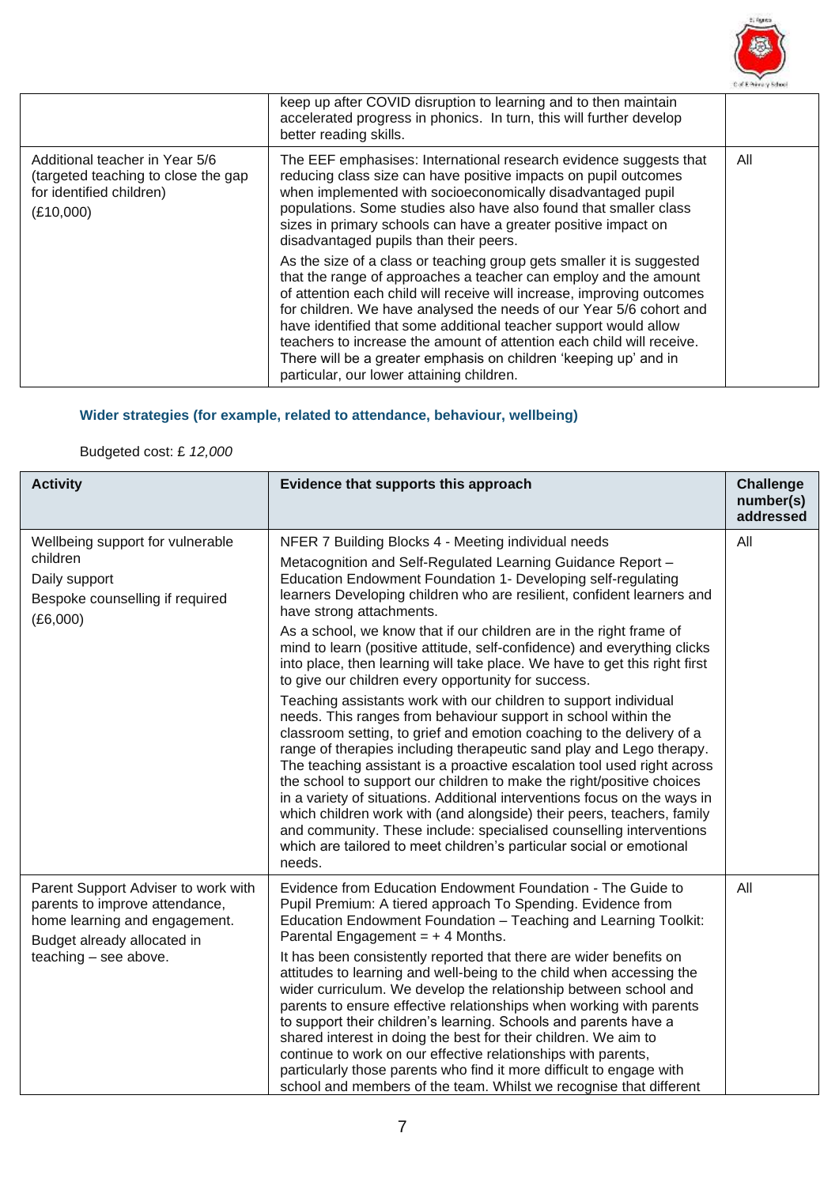| | | |
|---|---|---|
| | keep up after COVID disruption to learning and to then maintain accelerated progress in phonics. In turn, this will further develop better reading skills. | |
| Additional teacher in Year 5/6 (targeted teaching to close the gap for identified children)<br>(£10,000) | The EEF emphasises: International research evidence suggests that reducing class size can have positive impacts on pupil outcomes when implemented with socioeconomically disadvantaged pupil populations. Some studies also have also found that smaller class sizes in primary schools can have a greater positive impact on disadvantaged pupils than their peers.<br>As the size of a class or teaching group gets smaller it is suggested that the range of approaches a teacher can employ and the amount of attention each child will receive will increase, improving outcomes for children. We have analysed the needs of our Year 5/6 cohort and have identified that some additional teacher support would allow teachers to increase the amount of attention each child will receive. There will be a greater emphasis on children 'keeping up' and in particular, our lower attaining children. | All |

### Wider strategies (for example, related to attendance, behaviour, wellbeing)

Budgeted cost: £ *12,000*

| Activity | Evidence that supports this approach | Challenge number(s) addressed |
|---|---|---|
| Wellbeing support for vulnerable children<br>Daily support<br>Bespoke counselling if required<br>(£6,000) | NFER 7 Building Blocks 4 - Meeting individual needs<br>Metacognition and Self-Regulated Learning Guidance Report – Education Endowment Foundation 1- Developing self-regulating learners Developing children who are resilient, confident learners and have strong attachments.<br>As a school, we know that if our children are in the right frame of mind to learn (positive attitude, self-confidence) and everything clicks into place, then learning will take place. We have to get this right first to give our children every opportunity for success.<br>Teaching assistants work with our children to support individual needs. This ranges from behaviour support in school within the classroom setting, to grief and emotion coaching to the delivery of a range of therapies including therapeutic sand play and Lego therapy. The teaching assistant is a proactive escalation tool used right across the school to support our children to make the right/positive choices in a variety of situations. Additional interventions focus on the ways in which children work with (and alongside) their peers, teachers, family and community. These include: specialised counselling interventions which are tailored to meet children's particular social or emotional needs. | All |
| Parent Support Adviser to work with parents to improve attendance, home learning and engagement.<br>Budget already allocated in teaching – see above. | Evidence from Education Endowment Foundation - The Guide to Pupil Premium: A tiered approach To Spending. Evidence from Education Endowment Foundation – Teaching and Learning Toolkit: Parental Engagement = + 4 Months.<br>It has been consistently reported that there are wider benefits on attitudes to learning and well-being to the child when accessing the wider curriculum. We develop the relationship between school and parents to ensure effective relationships when working with parents to support their children's learning. Schools and parents have a shared interest in doing the best for their children. We aim to continue to work on our effective relationships with parents, particularly those parents who find it more difficult to engage with school and members of the team. Whilst we recognise that different | All |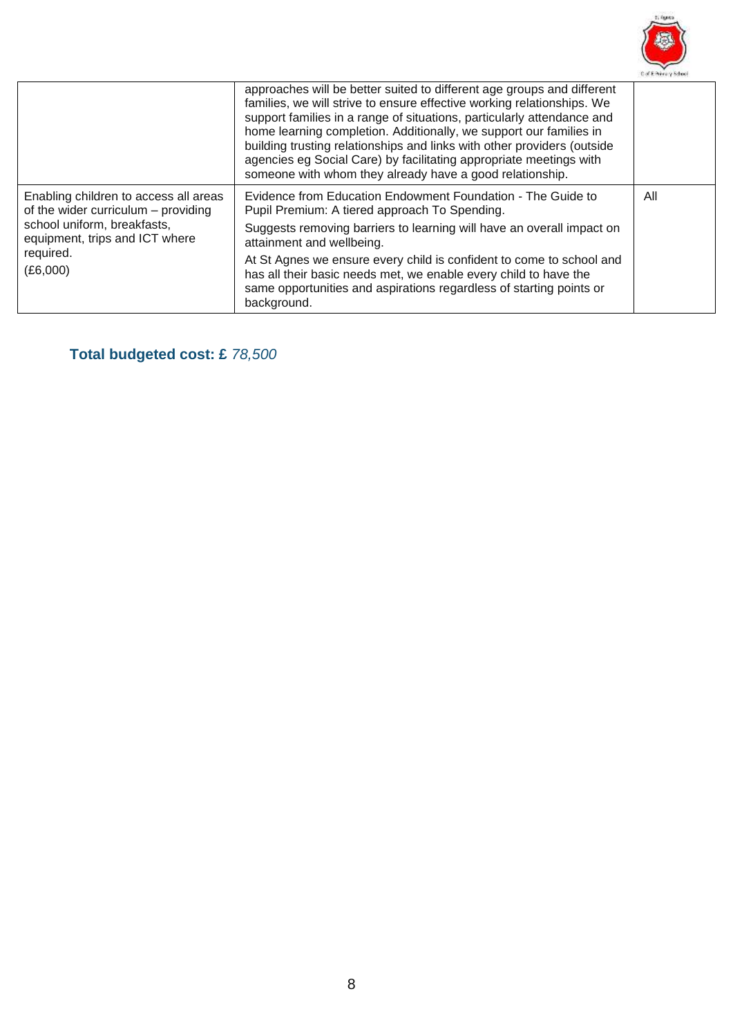| | | |
|---|---|---|
| | approaches will be better suited to different age groups and different families, we will strive to ensure effective working relationships. We support families in a range of situations, particularly attendance and home learning completion. Additionally, we support our families in building trusting relationships and links with other providers (outside agencies eg Social Care) by facilitating appropriate meetings with someone with whom they already have a good relationship. | |
| Enabling children to access all areas of the wider curriculum – providing school uniform, breakfasts, equipment, trips and ICT where required.<br>(£6,000) | Evidence from Education Endowment Foundation - The Guide to Pupil Premium: A tiered approach To Spending.<br>Suggests removing barriers to learning will have an overall impact on attainment and wellbeing.<br>At St Agnes we ensure every child is confident to come to school and has all their basic needs met, we enable every child to have the same opportunities and aspirations regardless of starting points or background. | All |

**Total budgeted cost: £** *78,500*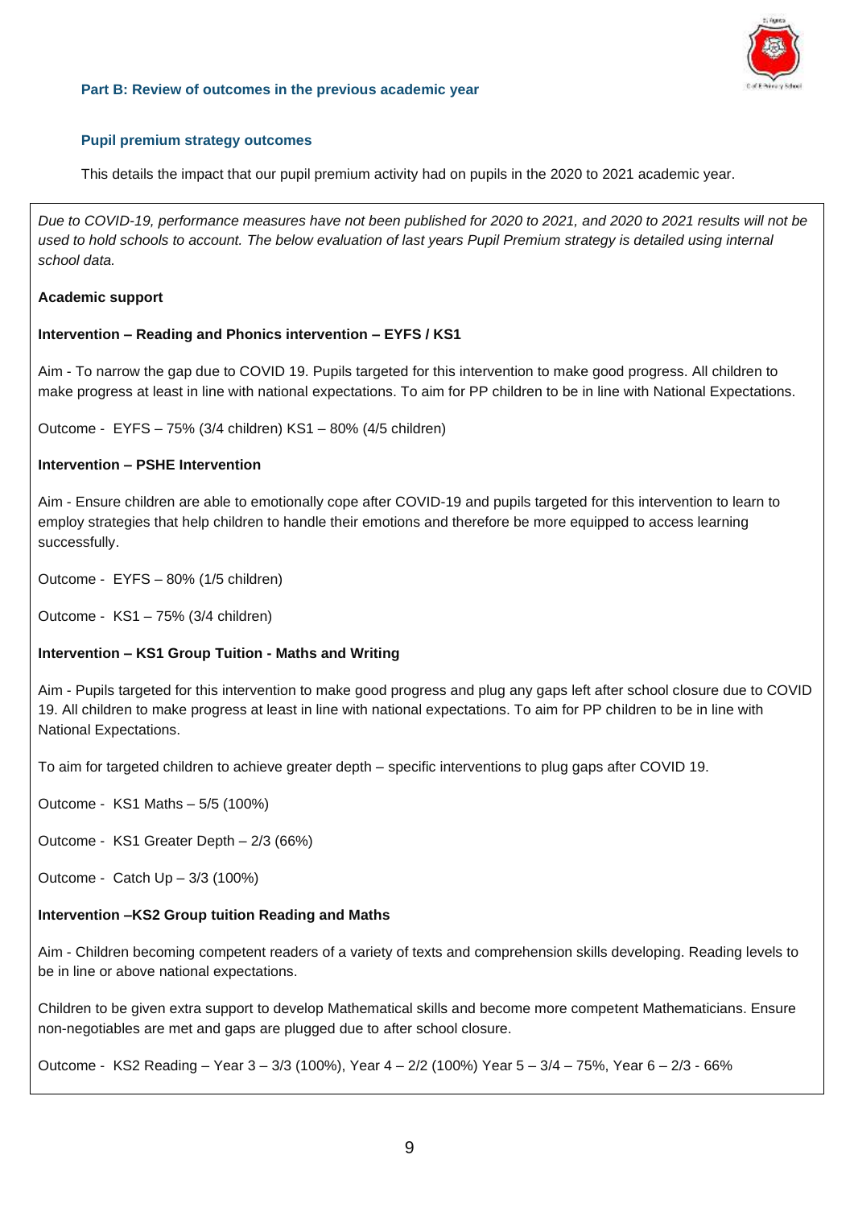### Part B: Review of outcomes in the previous academic year

#### Pupil premium strategy outcomes

This details the impact that our pupil premium activity had on pupils in the 2020 to 2021 academic year.

*Due to COVID-19, performance measures have not been published for 2020 to 2021, and 2020 to 2021 results will not be used to hold schools to account. The below evaluation of last years Pupil Premium strategy is detailed using internal school data.*

**Academic support**

**Intervention – Reading and Phonics intervention – EYFS / KS1**

Aim - To narrow the gap due to COVID 19. Pupils targeted for this intervention to make good progress. All children to make progress at least in line with national expectations. To aim for PP children to be in line with National Expectations.

Outcome - EYFS – 75% (3/4 children) KS1 – 80% (4/5 children)

**Intervention – PSHE Intervention**

Aim - Ensure children are able to emotionally cope after COVID-19 and pupils targeted for this intervention to learn to employ strategies that help children to handle their emotions and therefore be more equipped to access learning successfully.

Outcome - EYFS – 80% (1/5 children)

Outcome - KS1 – 75% (3/4 children)

**Intervention – KS1 Group Tuition - Maths and Writing**

Aim - Pupils targeted for this intervention to make good progress and plug any gaps left after school closure due to COVID 19. All children to make progress at least in line with national expectations. To aim for PP children to be in line with National Expectations.

To aim for targeted children to achieve greater depth – specific interventions to plug gaps after COVID 19.

Outcome - KS1 Maths – 5/5 (100%)

Outcome - KS1 Greater Depth – 2/3 (66%)

Outcome - Catch Up – 3/3 (100%)

**Intervention –KS2 Group tuition Reading and Maths**

Aim - Children becoming competent readers of a variety of texts and comprehension skills developing. Reading levels to be in line or above national expectations.

Children to be given extra support to develop Mathematical skills and become more competent Mathematicians. Ensure non-negotiables are met and gaps are plugged due to after school closure.

Outcome - KS2 Reading – Year 3 – 3/3 (100%), Year 4 – 2/2 (100%) Year 5 – 3/4 – 75%, Year 6 – 2/3 - 66%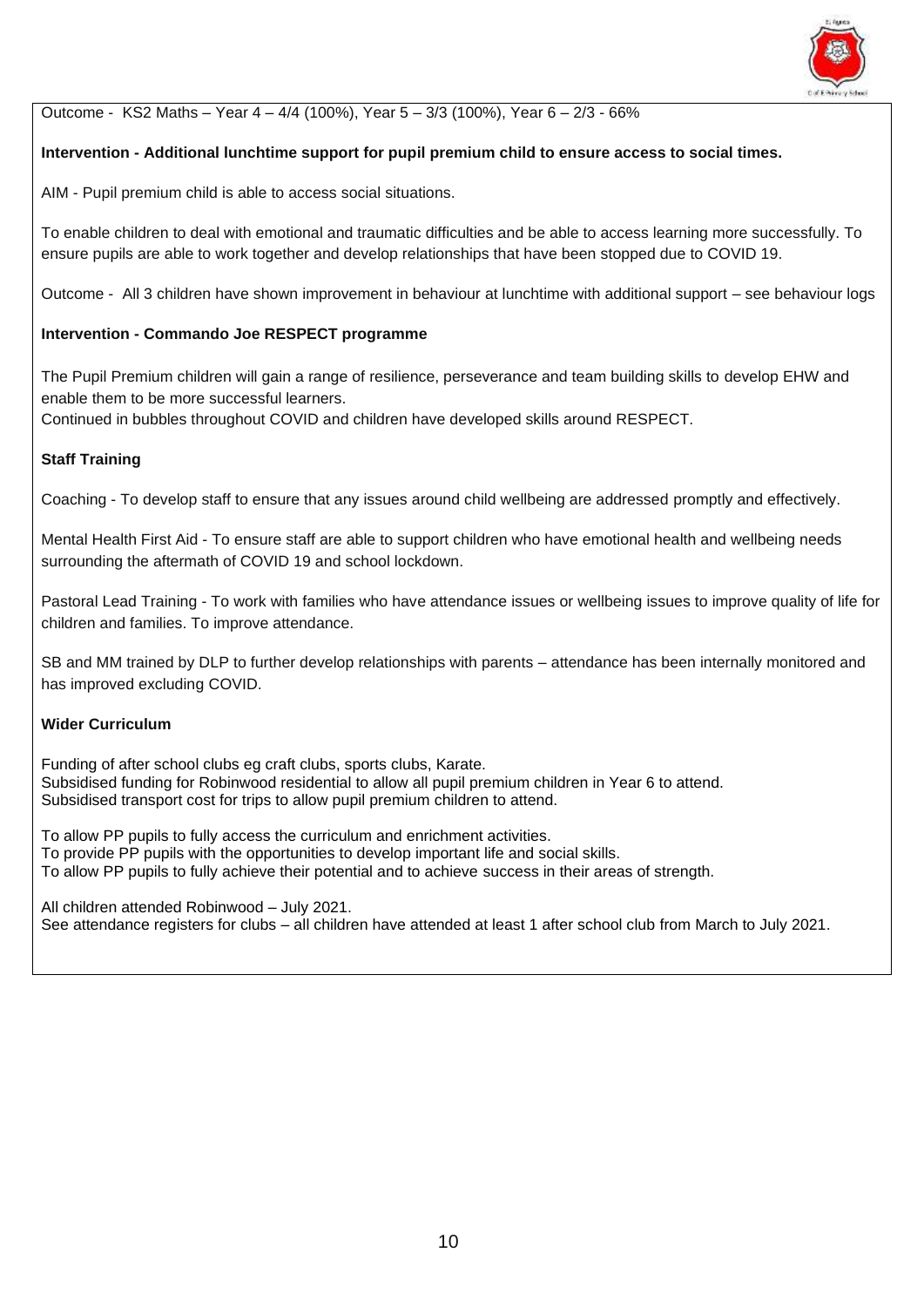Outcome - KS2 Maths – Year 4 – 4/4 (100%), Year 5 – 3/3 (100%), Year 6 – 2/3 - 66%

**Intervention - Additional lunchtime support for pupil premium child to ensure access to social times.**

AIM - Pupil premium child is able to access social situations.

To enable children to deal with emotional and traumatic difficulties and be able to access learning more successfully. To ensure pupils are able to work together and develop relationships that have been stopped due to COVID 19.

Outcome - All 3 children have shown improvement in behaviour at lunchtime with additional support – see behaviour logs

**Intervention - Commando Joe RESPECT programme**

The Pupil Premium children will gain a range of resilience, perseverance and team building skills to develop EHW and enable them to be more successful learners.
Continued in bubbles throughout COVID and children have developed skills around RESPECT.

**Staff Training**

Coaching - To develop staff to ensure that any issues around child wellbeing are addressed promptly and effectively.

Mental Health First Aid - To ensure staff are able to support children who have emotional health and wellbeing needs surrounding the aftermath of COVID 19 and school lockdown.

Pastoral Lead Training - To work with families who have attendance issues or wellbeing issues to improve quality of life for children and families. To improve attendance.

SB and MM trained by DLP to further develop relationships with parents – attendance has been internally monitored and has improved excluding COVID.

**Wider Curriculum**

Funding of after school clubs eg craft clubs, sports clubs, Karate.
Subsidised funding for Robinwood residential to allow all pupil premium children in Year 6 to attend.
Subsidised transport cost for trips to allow pupil premium children to attend.

To allow PP pupils to fully access the curriculum and enrichment activities.
To provide PP pupils with the opportunities to develop important life and social skills.
To allow PP pupils to fully achieve their potential and to achieve success in their areas of strength.

All children attended Robinwood – July 2021.
See attendance registers for clubs – all children have attended at least 1 after school club from March to July 2021.